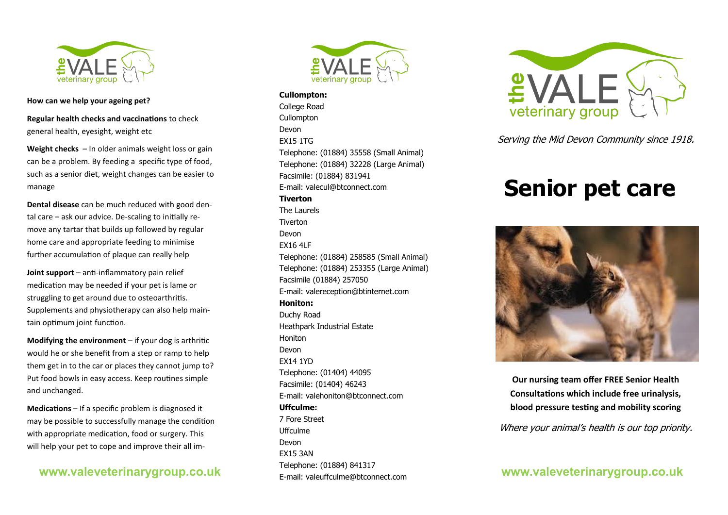**How can we help your ageing pet?**

**Regular health checks and vaccinations** to check general health, eyesight, weight etc

**Weight checks** – In older animals weight loss or gain can be a problem. By feeding a specific type of food, such as a senior diet, weight changes can be easier to manage

**Dental disease** can be much reduced with good dental care – ask our advice. De-scaling to initially remove any tartar that builds up followed by regular home care and appropriate feeding to minimise further accumulation of plaque can really help

**Joint support** – anti-inflammatory pain relief medication may be needed if your pet is lame or struggling to get around due to osteoarthritis. Supplements and physiotherapy can also help maintain optimum joint function.

**Modifying the environment** – if your dog is arthritic would he or she benefit from a step or ramp to help them get in to the car or places they cannot jump to? Put food bowls in easy access. Keep routines simple and unchanged.

**Medications** – If a specific problem is diagnosed it may be possible to successfully manage the condition with appropriate medication, food or surgery. This will help your pet to cope and improve their all im-

**www.valeveterinarygroup.co.uk**

**Cullompton:**
College Road
Cullompton
Devon
EX15 1TG
Telephone: (01884) 35558 (Small Animal)
Telephone: (01884) 32228 (Large Animal)
Facsimile: (01884) 831941
E-mail: valecul@btconnect.com

**Tiverton**
The Laurels
Tiverton
Devon
EX16 4LF
Telephone: (01884) 258585 (Small Animal)
Telephone: (01884) 253355 (Large Animal)
Facsimile (01884) 257050
E-mail: valereception@btinternet.com

**Honiton:**
Duchy Road
Heathpark Industrial Estate
Honiton
Devon
EX14 1YD
Telephone: (01404) 44095
Facsimile: (01404) 46243
E-mail: valehoniton@btconnect.com

**Uffculme:**
7 Fore Street
Uffculme
Devon
EX15 3AN
Telephone: (01884) 841317
E-mail: valeuffculme@btconnect.com

the VALE veterinary group

*Serving the Mid Devon Community since 1918.*

# Senior pet care

**Our nursing team offer FREE Senior Health Consultations which include free urinalysis, blood pressure testing and mobility scoring**

*Where your animal's health is our top priority.*

**www.valeveterinarygroup.co.uk**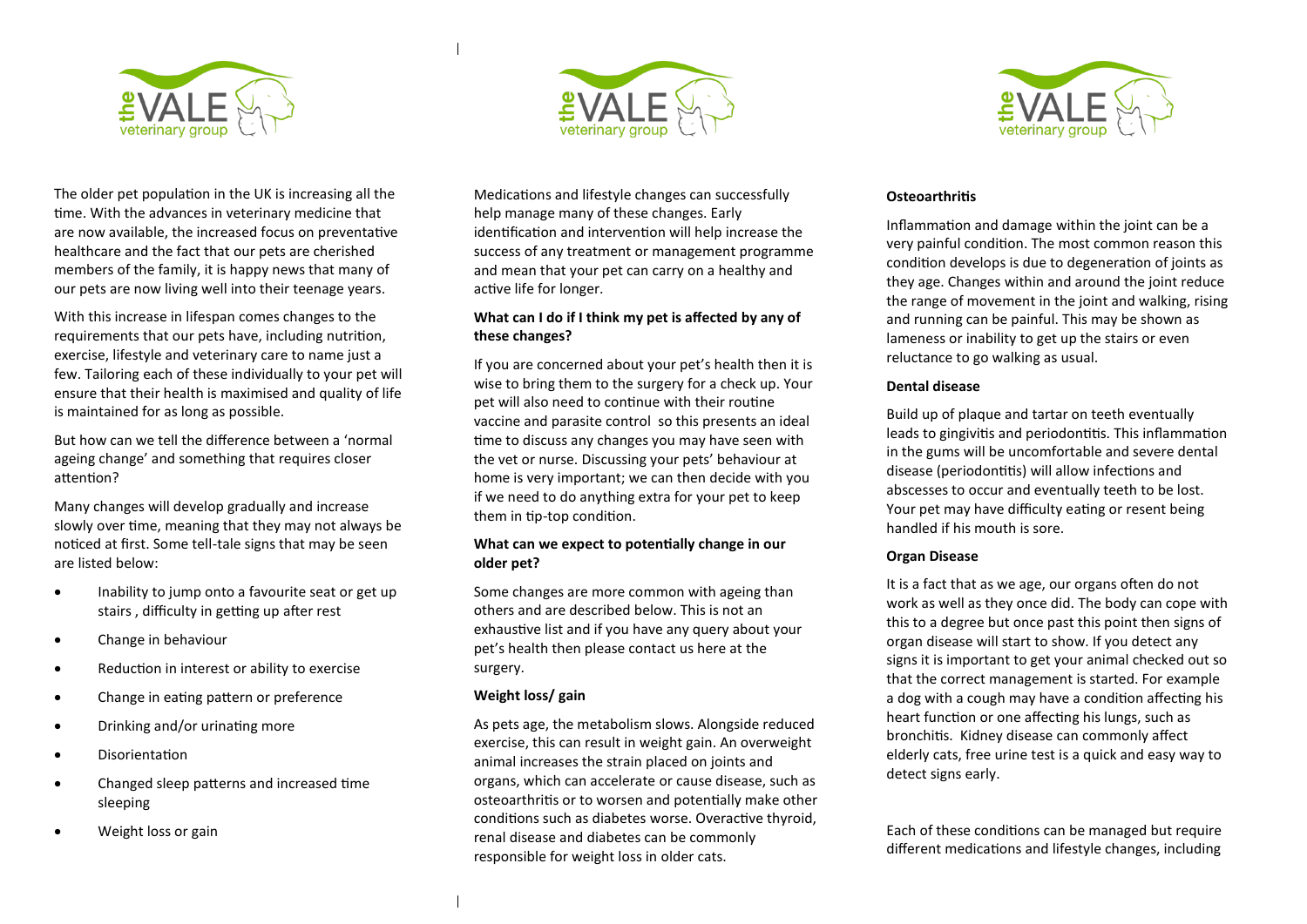The older pet population in the UK is increasing all the time. With the advances in veterinary medicine that are now available, the increased focus on preventative healthcare and the fact that our pets are cherished members of the family, it is happy news that many of our pets are now living well into their teenage years.

With this increase in lifespan comes changes to the requirements that our pets have, including nutrition, exercise, lifestyle and veterinary care to name just a few. Tailoring each of these individually to your pet will ensure that their health is maximised and quality of life is maintained for as long as possible.

But how can we tell the difference between a 'normal ageing change' and something that requires closer attention?

Many changes will develop gradually and increase slowly over time, meaning that they may not always be noticed at first. Some tell-tale signs that may be seen are listed below:

- Inability to jump onto a favourite seat or get up stairs , difficulty in getting up after rest
- Change in behaviour
- Reduction in interest or ability to exercise
- Change in eating pattern or preference
- Drinking and/or urinating more
- Disorientation
- Changed sleep patterns and increased time sleeping
- Weight loss or gain

Medications and lifestyle changes can successfully help manage many of these changes. Early identification and intervention will help increase the success of any treatment or management programme and mean that your pet can carry on a healthy and active life for longer.

**What can I do if I think my pet is affected by any of these changes?**

If you are concerned about your pet's health then it is wise to bring them to the surgery for a check up. Your pet will also need to continue with their routine vaccine and parasite control so this presents an ideal time to discuss any changes you may have seen with the vet or nurse. Discussing your pets' behaviour at home is very important; we can then decide with you if we need to do anything extra for your pet to keep them in tip-top condition.

**What can we expect to potentially change in our older pet?**

Some changes are more common with ageing than others and are described below. This is not an exhaustive list and if you have any query about your pet's health then please contact us here at the surgery.

**Weight loss/ gain**

As pets age, the metabolism slows. Alongside reduced exercise, this can result in weight gain. An overweight animal increases the strain placed on joints and organs, which can accelerate or cause disease, such as osteoarthritis or to worsen and potentially make other conditions such as diabetes worse. Overactive thyroid, renal disease and diabetes can be commonly responsible for weight loss in older cats.

**Osteoarthritis**

Inflammation and damage within the joint can be a very painful condition. The most common reason this condition develops is due to degeneration of joints as they age. Changes within and around the joint reduce the range of movement in the joint and walking, rising and running can be painful. This may be shown as lameness or inability to get up the stairs or even reluctance to go walking as usual.

**Dental disease**

Build up of plaque and tartar on teeth eventually leads to gingivitis and periodontitis. This inflammation in the gums will be uncomfortable and severe dental disease (periodontitis) will allow infections and abscesses to occur and eventually teeth to be lost. Your pet may have difficulty eating or resent being handled if his mouth is sore.

**Organ Disease**

It is a fact that as we age, our organs often do not work as well as they once did. The body can cope with this to a degree but once past this point then signs of organ disease will start to show. If you detect any signs it is important to get your animal checked out so that the correct management is started. For example a dog with a cough may have a condition affecting his heart function or one affecting his lungs, such as bronchitis. Kidney disease can commonly affect elderly cats, free urine test is a quick and easy way to detect signs early.

Each of these conditions can be managed but require different medications and lifestyle changes, including